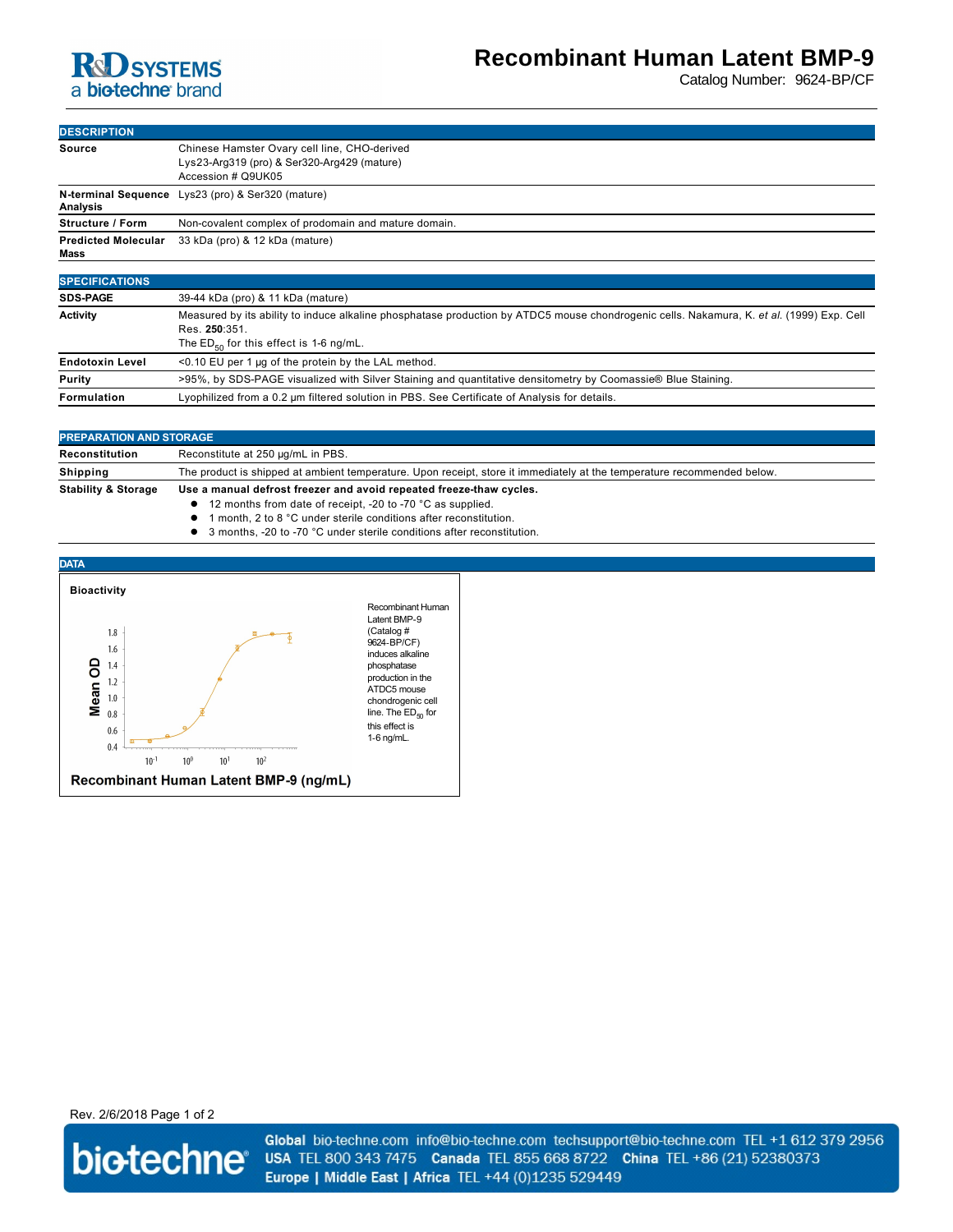# Recombinant Human Latent BMP-9

Catalog Number: 9624-BP/CF

## DESCRIPTION

| | |
|---|---|
| **Source** | Chinese Hamster Ovary cell line, CHO-derived<br>Lys23-Arg319 (pro) & Ser320-Arg429 (mature)<br>Accession # Q9UK05 |
| **N-terminal Sequence Analysis** | Lys23 (pro) & Ser320 (mature) |
| **Structure / Form** | Non-covalent complex of prodomain and mature domain. |
| **Predicted Molecular Mass** | 33 kDa (pro) & 12 kDa (mature) |

## SPECIFICATIONS

| | |
|---|---|
| **SDS-PAGE** | 39-44 kDa (pro) & 11 kDa (mature) |
| **Activity** | Measured by its ability to induce alkaline phosphatase production by ATDC5 mouse chondrogenic cells. Nakamura, K. *et al.* (1999) Exp. Cell Res. **250**:351.<br>The $ED_{50}$ for this effect is 1-6 ng/mL. |
| **Endotoxin Level** | <0.10 EU per 1 μg of the protein by the LAL method. |
| **Purity** | >95%, by SDS-PAGE visualized with Silver Staining and quantitative densitometry by Coomassie® Blue Staining. |
| **Formulation** | Lyophilized from a 0.2 μm filtered solution in PBS. See Certificate of Analysis for details. |

## PREPARATION AND STORAGE

| | |
|---|---|
| **Reconstitution** | Reconstitute at 250 μg/mL in PBS. |
| **Shipping** | The product is shipped at ambient temperature. Upon receipt, store it immediately at the temperature recommended below. |
| **Stability & Storage** | **Use a manual defrost freezer and avoid repeated freeze-thaw cycles.**<br>● 12 months from date of receipt, -20 to -70 °C as supplied.<br>● 1 month, 2 to 8 °C under sterile conditions after reconstitution.<br>● 3 months, -20 to -70 °C under sterile conditions after reconstitution. |

## DATA

**Bioactivity**

Recombinant Human Latent BMP-9 (Catalog # 9624-BP/CF) induces alkaline phosphatase production in the ATDC5 mouse chondrogenic cell line. The $ED_{50}$ for this effect is 1-6 ng/mL.

Rev. 2/6/2018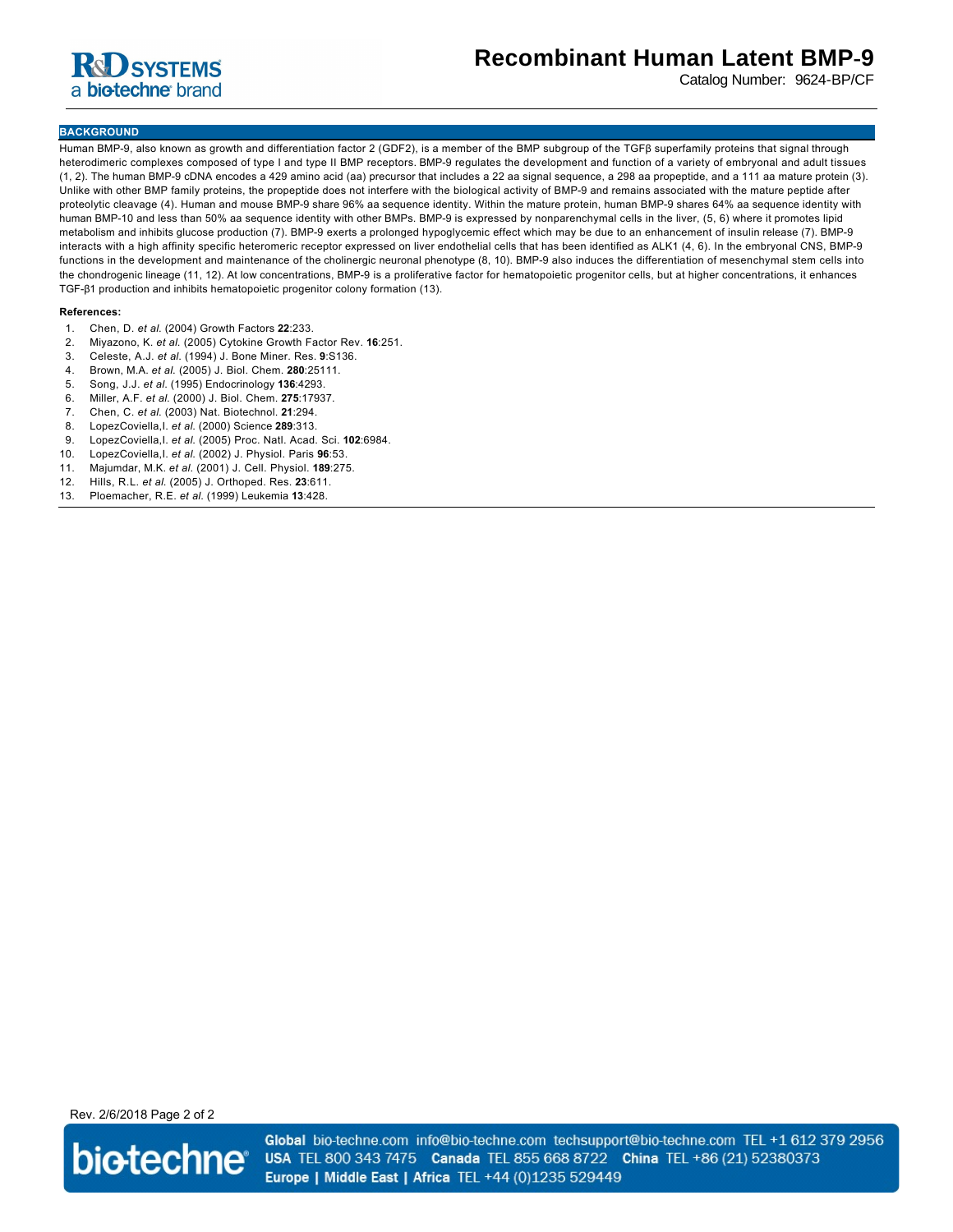## BACKGROUND

Human BMP-9, also known as growth and differentiation factor 2 (GDF2), is a member of the BMP subgroup of the TGFβ superfamily proteins that signal through heterodimeric complexes composed of type I and type II BMP receptors. BMP-9 regulates the development and function of a variety of embryonal and adult tissues (1, 2). The human BMP-9 cDNA encodes a 429 amino acid (aa) precursor that includes a 22 aa signal sequence, a 298 aa propeptide, and a 111 aa mature protein (3). Unlike with other BMP family proteins, the propeptide does not interfere with the biological activity of BMP-9 and remains associated with the mature peptide after proteolytic cleavage (4). Human and mouse BMP-9 share 96% aa sequence identity. Within the mature protein, human BMP-9 shares 64% aa sequence identity with human BMP-10 and less than 50% aa sequence identity with other BMPs. BMP-9 is expressed by nonparenchymal cells in the liver, (5, 6) where it promotes lipid metabolism and inhibits glucose production (7). BMP-9 exerts a prolonged hypoglycemic effect which may be due to an enhancement of insulin release (7). BMP-9 interacts with a high affinity specific heteromeric receptor expressed on liver endothelial cells that has been identified as ALK1 (4, 6). In the embryonal CNS, BMP-9 functions in the development and maintenance of the cholinergic neuronal phenotype (8, 10). BMP-9 also induces the differentiation of mesenchymal stem cells into the chondrogenic lineage (11, 12). At low concentrations, BMP-9 is a proliferative factor for hematopoietic progenitor cells, but at higher concentrations, it enhances TGF-β1 production and inhibits hematopoietic progenitor colony formation (13).

**References:**

1. Chen, D. *et al.* (2004) Growth Factors **22**:233.
2. Miyazono, K. *et al.* (2005) Cytokine Growth Factor Rev. **16**:251.
3. Celeste, A.J. *et al.* (1994) J. Bone Miner. Res. **9**:S136.
4. Brown, M.A. *et al.* (2005) J. Biol. Chem. **280**:25111.
5. Song, J.J. *et al.* (1995) Endocrinology **136**:4293.
6. Miller, A.F. *et al.* (2000) J. Biol. Chem. **275**:17937.
7. Chen, C. *et al.* (2003) Nat. Biotechnol. **21**:294.
8. LopezCoviella,I. *et al.* (2000) Science **289**:313.
9. LopezCoviella,I. *et al.* (2005) Proc. Natl. Acad. Sci. **102**:6984.
10. LopezCoviella,I. *et al.* (2002) J. Physiol. Paris **96**:53.
11. Majumdar, M.K. *et al.* (2001) J. Cell. Physiol. **189**:275.
12. Hills, R.L. *et al.* (2005) J. Orthoped. Res. **23**:611.
13. Ploemacher, R.E. *et al.* (1999) Leukemia **13**:428.